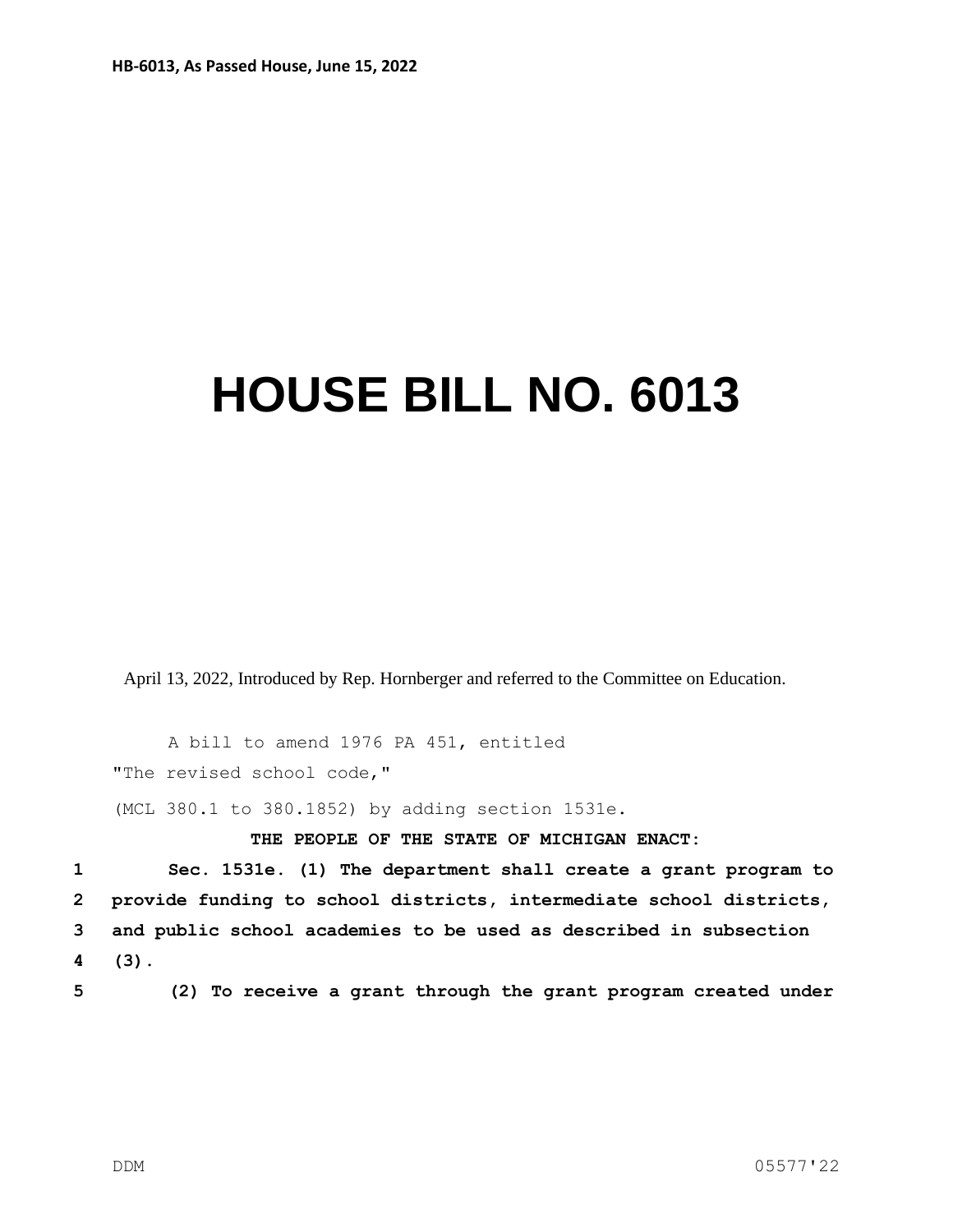HB-6013, As Passed House, June 15, 2022

# HOUSE BILL NO. 6013

April 13, 2022, Introduced by Rep. Hornberger and referred to the Committee on Education.

A bill to amend 1976 PA 451, entitled

"The revised school code,"

(MCL 380.1 to 380.1852) by adding section 1531e.

**THE PEOPLE OF THE STATE OF MICHIGAN ENACT:**

**Sec. 1531e. (1) The department shall create a grant program to provide funding to school districts, intermediate school districts, and public school academies to be used as described in subsection (3).**

**(2) To receive a grant through the grant program created under**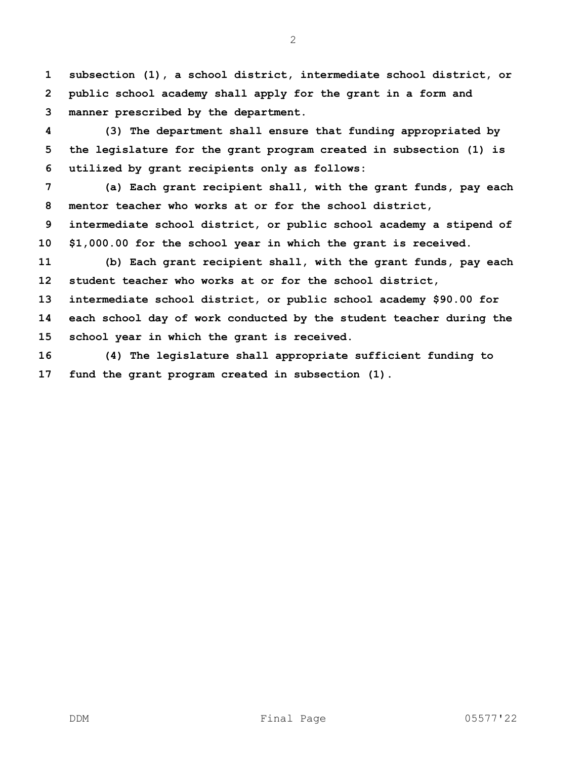**subsection (1), a school district, intermediate school district, or public school academy shall apply for the grant in a form and manner prescribed by the department.**

**(3) The department shall ensure that funding appropriated by the legislature for the grant program created in subsection (1) is utilized by grant recipients only as follows:**

**(a) Each grant recipient shall, with the grant funds, pay each mentor teacher who works at or for the school district, intermediate school district, or public school academy a stipend of $1,000.00 for the school year in which the grant is received.**

**(b) Each grant recipient shall, with the grant funds, pay each student teacher who works at or for the school district, intermediate school district, or public school academy $90.00 for each school day of work conducted by the student teacher during the school year in which the grant is received.**

**(4) The legislature shall appropriate sufficient funding to fund the grant program created in subsection (1).**